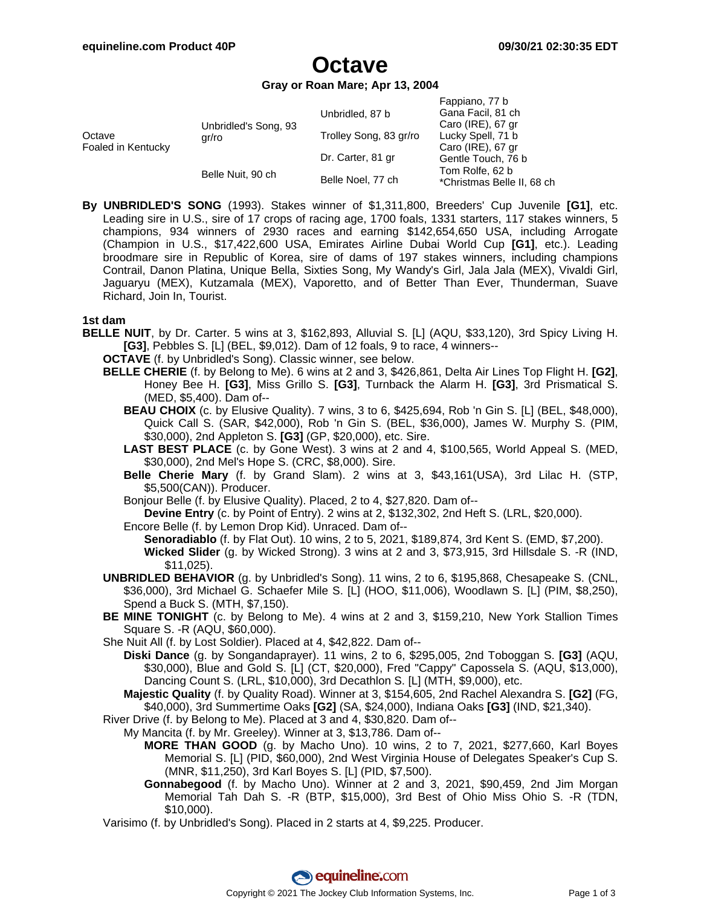# Octave

**Gray or Roan Mare; Apr 13, 2004**

| | | | |
|---|---|---|---|
| Octave<br>Foaled in Kentucky | Unbridled's Song, 93 gr/ro | Unbridled, 87 b | Fappiano, 77 b<br>Gana Facil, 81 ch |
| | | Trolley Song, 83 gr/ro | Caro (IRE), 67 gr<br>Lucky Spell, 71 b |
| | Belle Nuit, 90 ch | Dr. Carter, 81 gr | Caro (IRE), 67 gr<br>Gentle Touch, 76 b |
| | | Belle Noel, 77 ch | Tom Rolfe, 62 b<br>*Christmas Belle II, 68 ch |

**By UNBRIDLED'S SONG** (1993). Stakes winner of $1,311,800, Breeders' Cup Juvenile **[G1]**, etc. Leading sire in U.S., sire of 17 crops of racing age, 1700 foals, 1331 starters, 117 stakes winners, 5 champions, 934 winners of 2930 races and earning $142,654,650 USA, including Arrogate (Champion in U.S., $17,422,600 USA, Emirates Airline Dubai World Cup **[G1]**, etc.). Leading broodmare sire in Republic of Korea, sire of dams of 197 stakes winners, including champions Contrail, Danon Platina, Unique Bella, Sixties Song, My Wandy's Girl, Jala Jala (MEX), Vivaldi Girl, Jaguaryu (MEX), Kutzamala (MEX), Vaporetto, and of Better Than Ever, Thunderman, Suave Richard, Join In, Tourist.

### 1st dam

**BELLE NUIT**, by Dr. Carter. 5 wins at 3, $162,893, Alluvial S. [L] (AQU, $33,120), 3rd Spicy Living H. **[G3]**, Pebbles S. [L] (BEL, $9,012). Dam of 12 foals, 9 to race, 4 winners--

- **OCTAVE** (f. by Unbridled's Song). Classic winner, see below.
- **BELLE CHERIE** (f. by Belong to Me). 6 wins at 2 and 3, $426,861, Delta Air Lines Top Flight H. **[G2]**, Honey Bee H. **[G3]**, Miss Grillo S. **[G3]**, Turnback the Alarm H. **[G3]**, 3rd Prismatical S. (MED, $5,400). Dam of--
  - **BEAU CHOIX** (c. by Elusive Quality). 7 wins, 3 to 6, $425,694, Rob 'n Gin S. [L] (BEL, $48,000), Quick Call S. (SAR, $42,000), Rob 'n Gin S. (BEL, $36,000), James W. Murphy S. (PIM, $30,000), 2nd Appleton S. **[G3]** (GP, $20,000), etc. Sire.
  - **LAST BEST PLACE** (c. by Gone West). 3 wins at 2 and 4, $100,565, World Appeal S. (MED, $30,000), 2nd Mel's Hope S. (CRC, $8,000). Sire.
  - **Belle Cherie Mary** (f. by Grand Slam). 2 wins at 3, $43,161(USA), 3rd Lilac H. (STP, $5,500(CAN)). Producer.
  - Bonjour Belle (f. by Elusive Quality). Placed, 2 to 4, $27,820. Dam of--
    - **Devine Entry** (c. by Point of Entry). 2 wins at 2, $132,302, 2nd Heft S. (LRL, $20,000).
  - Encore Belle (f. by Lemon Drop Kid). Unraced. Dam of--
    - **Senoradiablo** (f. by Flat Out). 10 wins, 2 to 5, 2021, $189,874, 3rd Kent S. (EMD, $7,200).
    - **Wicked Slider** (g. by Wicked Strong). 3 wins at 2 and 3, $73,915, 3rd Hillsdale S. -R (IND, $11,025).
- **UNBRIDLED BEHAVIOR** (g. by Unbridled's Song). 11 wins, 2 to 6, $195,868, Chesapeake S. (CNL, $36,000), 3rd Michael G. Schaefer Mile S. [L] (HOO, $11,006), Woodlawn S. [L] (PIM, $8,250), Spend a Buck S. (MTH, $7,150).
- **BE MINE TONIGHT** (c. by Belong to Me). 4 wins at 2 and 3, $159,210, New York Stallion Times Square S. -R (AQU, $60,000).
- She Nuit All (f. by Lost Soldier). Placed at 4, $42,822. Dam of--
  - **Diski Dance** (g. by Songandaprayer). 11 wins, 2 to 6, $295,005, 2nd Toboggan S. **[G3]** (AQU, $30,000), Blue and Gold S. [L] (CT, $20,000), Fred "Cappy" Capossela S. (AQU, $13,000), Dancing Count S. (LRL, $10,000), 3rd Decathlon S. [L] (MTH, $9,000), etc.
  - **Majestic Quality** (f. by Quality Road). Winner at 3, $154,605, 2nd Rachel Alexandra S. **[G2]** (FG, $40,000), 3rd Summertime Oaks **[G2]** (SA, $24,000), Indiana Oaks **[G3]** (IND, $21,340).
- River Drive (f. by Belong to Me). Placed at 3 and 4, $30,820. Dam of--
  - My Mancita (f. by Mr. Greeley). Winner at 3, $13,786. Dam of--
    - **MORE THAN GOOD** (g. by Macho Uno). 10 wins, 2 to 7, 2021, $277,660, Karl Boyes Memorial S. [L] (PID, $60,000), 2nd West Virginia House of Delegates Speaker's Cup S. (MNR, $11,250), 3rd Karl Boyes S. [L] (PID, $7,500).
    - **Gonnabegood** (f. by Macho Uno). Winner at 2 and 3, 2021, $90,459, 2nd Jim Morgan Memorial Tah Dah S. -R (BTP, $15,000), 3rd Best of Ohio Miss Ohio S. -R (TDN, $10,000).
- Varisimo (f. by Unbridled's Song). Placed in 2 starts at 4, $9,225. Producer.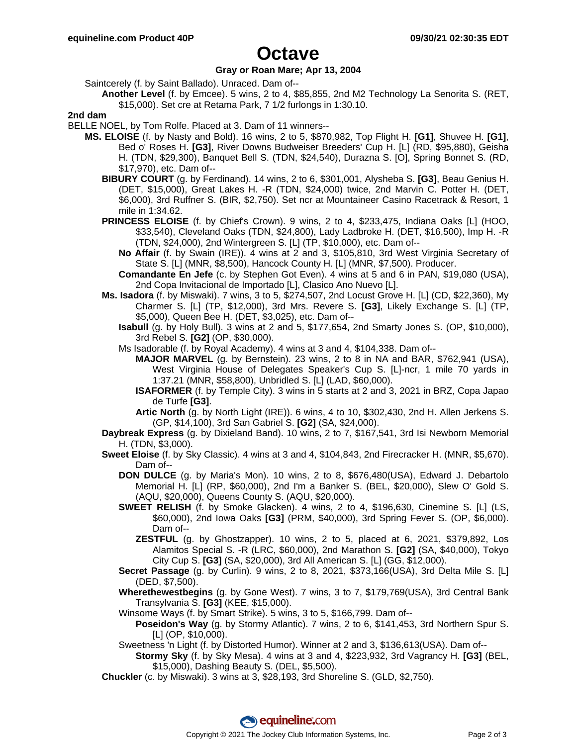# Octave

**Gray or Roan Mare; Apr 13, 2004**

Saintcerely (f. by Saint Ballado). Unraced. Dam of--

**Another Level** (f. by Emcee). 5 wins, 2 to 4, $85,855, 2nd M2 Technology La Senorita S. (RET, $15,000). Set cre at Retama Park, 7 1/2 furlongs in 1:30.10.

**2nd dam**

BELLE NOEL, by Tom Rolfe. Placed at 3. Dam of 11 winners--

**MS. ELOISE** (f. by Nasty and Bold). 16 wins, 2 to 5, $870,982, Top Flight H. **[G1]**, Shuvee H. **[G1]**, Bed o' Roses H. **[G3]**, River Downs Budweiser Breeders' Cup H. [L] (RD, $95,880), Geisha H. (TDN, $29,300), Banquet Bell S. (TDN, $24,540), Durazna S. [O], Spring Bonnet S. (RD, $17,970), etc. Dam of--

**BIBURY COURT** (g. by Ferdinand). 14 wins, 2 to 6, $301,001, Alysheba S. **[G3]**, Beau Genius H. (DET, $15,000), Great Lakes H. -R (TDN, $24,000) twice, 2nd Marvin C. Potter H. (DET, $6,000), 3rd Ruffner S. (BIR, $2,750). Set ncr at Mountaineer Casino Racetrack & Resort, 1 mile in 1:34.62.

**PRINCESS ELOISE** (f. by Chief's Crown). 9 wins, 2 to 4, $233,475, Indiana Oaks [L] (HOO, $33,540), Cleveland Oaks (TDN, $24,800), Lady Ladbroke H. (DET, $16,500), Imp H. -R (TDN, $24,000), 2nd Wintergreen S. [L] (TP, $10,000), etc. Dam of--

**No Affair** (f. by Swain (IRE)). 4 wins at 2 and 3, $105,810, 3rd West Virginia Secretary of State S. [L] (MNR, $8,500), Hancock County H. [L] (MNR, $7,500). Producer.

**Comandante En Jefe** (c. by Stephen Got Even). 4 wins at 5 and 6 in PAN, $19,080 (USA), 2nd Copa Invitacional de Importado [L], Clasico Ano Nuevo [L].

**Ms. Isadora** (f. by Miswaki). 7 wins, 3 to 5, $274,507, 2nd Locust Grove H. [L] (CD, $22,360), My Charmer S. [L] (TP, $12,000), 3rd Mrs. Revere S. **[G3]**, Likely Exchange S. [L] (TP, $5,000), Queen Bee H. (DET, $3,025), etc. Dam of--

**Isabull** (g. by Holy Bull). 3 wins at 2 and 5, $177,654, 2nd Smarty Jones S. (OP, $10,000), 3rd Rebel S. **[G2]** (OP, $30,000).

Ms Isadorable (f. by Royal Academy). 4 wins at 3 and 4, $104,338. Dam of--

**MAJOR MARVEL** (g. by Bernstein). 23 wins, 2 to 8 in NA and BAR, $762,941 (USA), West Virginia House of Delegates Speaker's Cup S. [L]-ncr, 1 mile 70 yards in 1:37.21 (MNR, $58,800), Unbridled S. [L] (LAD, $60,000).

**ISAFORMER** (f. by Temple City). 3 wins in 5 starts at 2 and 3, 2021 in BRZ, Copa Japao de Turfe **[G3]**.

**Artic North** (g. by North Light (IRE)). 6 wins, 4 to 10, $302,430, 2nd H. Allen Jerkens S. (GP, $14,100), 3rd San Gabriel S. **[G2]** (SA, $24,000).

**Daybreak Express** (g. by Dixieland Band). 10 wins, 2 to 7, $167,541, 3rd Isi Newborn Memorial H. (TDN, $3,000).

**Sweet Eloise** (f. by Sky Classic). 4 wins at 3 and 4, $104,843, 2nd Firecracker H. (MNR, $5,670). Dam of--

**DON DULCE** (g. by Maria's Mon). 10 wins, 2 to 8, $676,480(USA), Edward J. Debartolo Memorial H. [L] (RP, $60,000), 2nd I'm a Banker S. (BEL, $20,000), Slew O' Gold S. (AQU, $20,000), Queens County S. (AQU, $20,000).

**SWEET RELISH** (f. by Smoke Glacken). 4 wins, 2 to 4, $196,630, Cinemine S. [L] (LS, $60,000), 2nd Iowa Oaks **[G3]** (PRM, $40,000), 3rd Spring Fever S. (OP, $6,000). Dam of--

**ZESTFUL** (g. by Ghostzapper). 10 wins, 2 to 5, placed at 6, 2021, $379,892, Los Alamitos Special S. -R (LRC, $60,000), 2nd Marathon S. **[G2]** (SA, $40,000), Tokyo City Cup S. **[G3]** (SA, $20,000), 3rd All American S. [L] (GG, $12,000).

**Secret Passage** (g. by Curlin). 9 wins, 2 to 8, 2021, $373,166(USA), 3rd Delta Mile S. [L] (DED, $7,500).

**Wherethewestbegins** (g. by Gone West). 7 wins, 3 to 7, $179,769(USA), 3rd Central Bank Transylvania S. **[G3]** (KEE, $15,000).

Winsome Ways (f. by Smart Strike). 5 wins, 3 to 5, $166,799. Dam of--

**Poseidon's Way** (g. by Stormy Atlantic). 7 wins, 2 to 6, $141,453, 3rd Northern Spur S. [L] (OP, $10,000).

Sweetness 'n Light (f. by Distorted Humor). Winner at 2 and 3, $136,613(USA). Dam of--

**Stormy Sky** (f. by Sky Mesa). 4 wins at 3 and 4, $223,932, 3rd Vagrancy H. **[G3]** (BEL, $15,000), Dashing Beauty S. (DEL, $5,500).

**Chuckler** (c. by Miswaki). 3 wins at 3, $28,193, 3rd Shoreline S. (GLD, $2,750).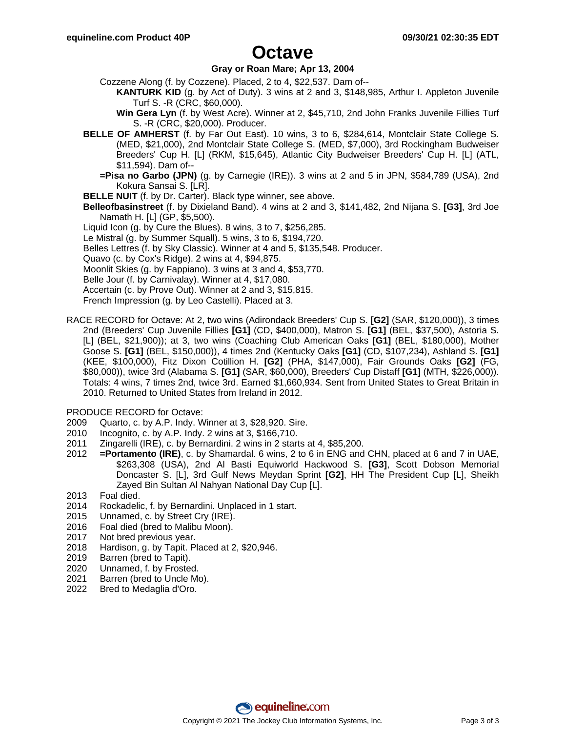# Octave

**Gray or Roan Mare; Apr 13, 2004**

Cozzene Along (f. by Cozzene). Placed, 2 to 4, $22,537. Dam of--

**KANTURK KID** (g. by Act of Duty). 3 wins at 2 and 3, $148,985, Arthur I. Appleton Juvenile Turf S. -R (CRC, $60,000).

**Win Gera Lyn** (f. by West Acre). Winner at 2, $45,710, 2nd John Franks Juvenile Fillies Turf S. -R (CRC, $20,000). Producer.

**BELLE OF AMHERST** (f. by Far Out East). 10 wins, 3 to 6, $284,614, Montclair State College S. (MED, $21,000), 2nd Montclair State College S. (MED, $7,000), 3rd Rockingham Budweiser Breeders' Cup H. [L] (RKM, $15,645), Atlantic City Budweiser Breeders' Cup H. [L] (ATL, $11,594). Dam of--

**=Pisa no Garbo (JPN)** (g. by Carnegie (IRE)). 3 wins at 2 and 5 in JPN, $584,789 (USA), 2nd Kokura Sansai S. [LR].

**BELLE NUIT** (f. by Dr. Carter). Black type winner, see above.

**Belleofbasinstreet** (f. by Dixieland Band). 4 wins at 2 and 3, $141,482, 2nd Nijana S. **[G3]**, 3rd Joe Namath H. [L] (GP, $5,500).

Liquid Icon (g. by Cure the Blues). 8 wins, 3 to 7, $256,285.

Le Mistral (g. by Summer Squall). 5 wins, 3 to 6, $194,720.

Belles Lettres (f. by Sky Classic). Winner at 4 and 5, $135,548. Producer.

Quavo (c. by Cox's Ridge). 2 wins at 4, $94,875.

Moonlit Skies (g. by Fappiano). 3 wins at 3 and 4, $53,770.

Belle Jour (f. by Carnivalay). Winner at 4, $17,080.

Accertain (c. by Prove Out). Winner at 2 and 3, $15,815.

French Impression (g. by Leo Castelli). Placed at 3.

RACE RECORD for Octave: At 2, two wins (Adirondack Breeders' Cup S. **[G2]** (SAR, $120,000)), 3 times 2nd (Breeders' Cup Juvenile Fillies **[G1]** (CD, $400,000), Matron S. **[G1]** (BEL, $37,500), Astoria S. [L] (BEL, $21,900)); at 3, two wins (Coaching Club American Oaks **[G1]** (BEL, $180,000), Mother Goose S. **[G1]** (BEL, $150,000)), 4 times 2nd (Kentucky Oaks **[G1]** (CD, $107,234), Ashland S. **[G1]** (KEE, $100,000), Fitz Dixon Cotillion H. **[G2]** (PHA, $147,000), Fair Grounds Oaks **[G2]** (FG, $80,000)), twice 3rd (Alabama S. **[G1]** (SAR, $60,000), Breeders' Cup Distaff **[G1]** (MTH, $226,000)). Totals: 4 wins, 7 times 2nd, twice 3rd. Earned $1,660,934. Sent from United States to Great Britain in 2010. Returned to United States from Ireland in 2012.

PRODUCE RECORD for Octave:

2009 Quarto, c. by A.P. Indy. Winner at 3, $28,920. Sire.
2010 Incognito, c. by A.P. Indy. 2 wins at 3, $166,710.
2011 Zingarelli (IRE), c. by Bernardini. 2 wins in 2 starts at 4, $85,200.
2012 **=Portamento (IRE)**, c. by Shamardal. 6 wins, 2 to 6 in ENG and CHN, placed at 6 and 7 in UAE, $263,308 (USA), 2nd Al Basti Equiworld Hackwood S. **[G3]**, Scott Dobson Memorial Doncaster S. [L], 3rd Gulf News Meydan Sprint **[G2]**, HH The President Cup [L], Sheikh Zayed Bin Sultan Al Nahyan National Day Cup [L].
2013 Foal died.
2014 Rockadelic, f. by Bernardini. Unplaced in 1 start.
2015 Unnamed, c. by Street Cry (IRE).
2016 Foal died (bred to Malibu Moon).
2017 Not bred previous year.
2018 Hardison, g. by Tapit. Placed at 2, $20,946.
2019 Barren (bred to Tapit).
2020 Unnamed, f. by Frosted.
2021 Barren (bred to Uncle Mo).
2022 Bred to Medaglia d'Oro.